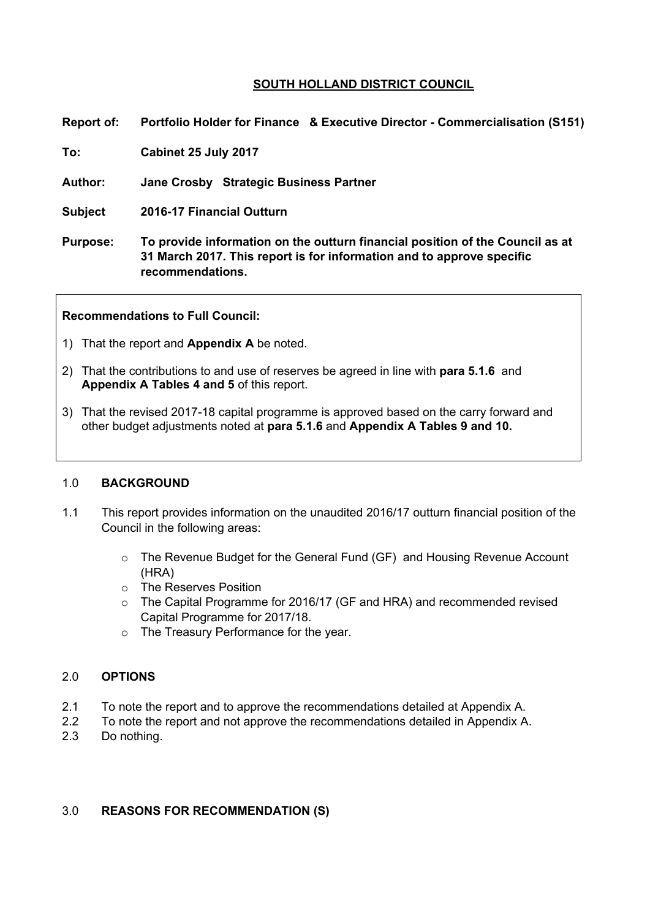# SOUTH HOLLAND DISTRICT COUNCIL

**Report of:** **Portfolio Holder for Finance & Executive Director - Commercialisation (S151)**

**To:** **Cabinet 25 July 2017**

**Author:** **Jane Crosby Strategic Business Partner**

**Subject** **2016-17 Financial Outturn**

**Purpose:** **To provide information on the outturn financial position of the Council as at 31 March 2017. This report is for information and to approve specific recommendations.**

**Recommendations to Full Council:**

1) That the report and **Appendix A** be noted.
2) That the contributions to and use of reserves be agreed in line with **para 5.1.6** and **Appendix A Tables 4 and 5** of this report.
3) That the revised 2017-18 capital programme is approved based on the carry forward and other budget adjustments noted at **para 5.1.6** and **Appendix A Tables 9 and 10.**

## 1.0 BACKGROUND

1.1 This report provides information on the unaudited 2016/17 outturn financial position of the Council in the following areas:

- The Revenue Budget for the General Fund (GF) and Housing Revenue Account (HRA)
- The Reserves Position
- The Capital Programme for 2016/17 (GF and HRA) and recommended revised Capital Programme for 2017/18.
- The Treasury Performance for the year.

## 2.0 OPTIONS

2.1 To note the report and to approve the recommendations detailed at Appendix A.

2.2 To note the report and not approve the recommendations detailed in Appendix A.

2.3 Do nothing.

## 3.0 REASONS FOR RECOMMENDATION (S)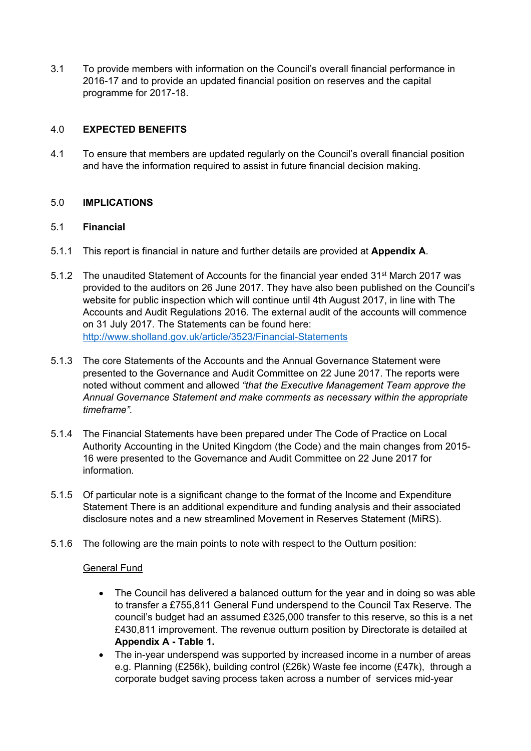3.1 To provide members with information on the Council's overall financial performance in 2016-17 and to provide an updated financial position on reserves and the capital programme for 2017-18.

## 4.0 EXPECTED BENEFITS

4.1 To ensure that members are updated regularly on the Council's overall financial position and have the information required to assist in future financial decision making.

## 5.0 IMPLICATIONS

### 5.1 Financial

5.1.1 This report is financial in nature and further details are provided at **Appendix A**.

5.1.2 The unaudited Statement of Accounts for the financial year ended 31st March 2017 was provided to the auditors on 26 June 2017. They have also been published on the Council's website for public inspection which will continue until 4th August 2017, in line with The Accounts and Audit Regulations 2016. The external audit of the accounts will commence on 31 July 2017. The Statements can be found here: [http://www.sholland.gov.uk/article/3523/Financial-Statements](http://www.sholland.gov.uk/article/3523/Financial-Statements)

5.1.3 The core Statements of the Accounts and the Annual Governance Statement were presented to the Governance and Audit Committee on 22 June 2017. The reports were noted without comment and allowed *"that the Executive Management Team approve the Annual Governance Statement and make comments as necessary within the appropriate timeframe".*

5.1.4 The Financial Statements have been prepared under The Code of Practice on Local Authority Accounting in the United Kingdom (the Code) and the main changes from 2015-16 were presented to the Governance and Audit Committee on 22 June 2017 for information.

5.1.5 Of particular note is a significant change to the format of the Income and Expenditure Statement There is an additional expenditure and funding analysis and their associated disclosure notes and a new streamlined Movement in Reserves Statement (MiRS).

5.1.6 The following are the main points to note with respect to the Outturn position:

General Fund

- The Council has delivered a balanced outturn for the year and in doing so was able to transfer a £755,811 General Fund underspend to the Council Tax Reserve. The council's budget had an assumed £325,000 transfer to this reserve, so this is a net £430,811 improvement. The revenue outturn position by Directorate is detailed at **Appendix A - Table 1.**
- The in-year underspend was supported by increased income in a number of areas e.g. Planning (£256k), building control (£26k) Waste fee income (£47k), through a corporate budget saving process taken across a number of services mid-year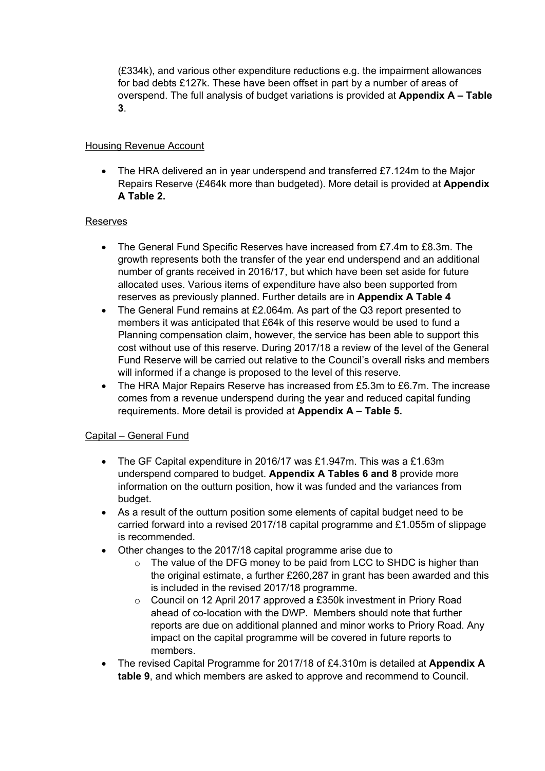(£334k), and various other expenditure reductions e.g. the impairment allowances for bad debts £127k. These have been offset in part by a number of areas of overspend. The full analysis of budget variations is provided at **Appendix A – Table 3**.

<u>Housing Revenue Account</u>

- The HRA delivered an in year underspend and transferred £7.124m to the Major Repairs Reserve (£464k more than budgeted). More detail is provided at **Appendix A Table 2.**

<u>Reserves</u>

- The General Fund Specific Reserves have increased from £7.4m to £8.3m. The growth represents both the transfer of the year end underspend and an additional number of grants received in 2016/17, but which have been set aside for future allocated uses. Various items of expenditure have also been supported from reserves as previously planned. Further details are in **Appendix A Table 4**
- The General Fund remains at £2.064m. As part of the Q3 report presented to members it was anticipated that £64k of this reserve would be used to fund a Planning compensation claim, however, the service has been able to support this cost without use of this reserve. During 2017/18 a review of the level of the General Fund Reserve will be carried out relative to the Council's overall risks and members will informed if a change is proposed to the level of this reserve.
- The HRA Major Repairs Reserve has increased from £5.3m to £6.7m. The increase comes from a revenue underspend during the year and reduced capital funding requirements. More detail is provided at **Appendix A – Table 5.**

<u>Capital – General Fund</u>

- The GF Capital expenditure in 2016/17 was £1.947m. This was a £1.63m underspend compared to budget. **Appendix A Tables 6 and 8** provide more information on the outturn position, how it was funded and the variances from budget.
- As a result of the outturn position some elements of capital budget need to be carried forward into a revised 2017/18 capital programme and £1.055m of slippage is recommended.
- Other changes to the 2017/18 capital programme arise due to
  - The value of the DFG money to be paid from LCC to SHDC is higher than the original estimate, a further £260,287 in grant has been awarded and this is included in the revised 2017/18 programme.
  - Council on 12 April 2017 approved a £350k investment in Priory Road ahead of co-location with the DWP. Members should note that further reports are due on additional planned and minor works to Priory Road. Any impact on the capital programme will be covered in future reports to members.
- The revised Capital Programme for 2017/18 of £4.310m is detailed at **Appendix A table 9**, and which members are asked to approve and recommend to Council.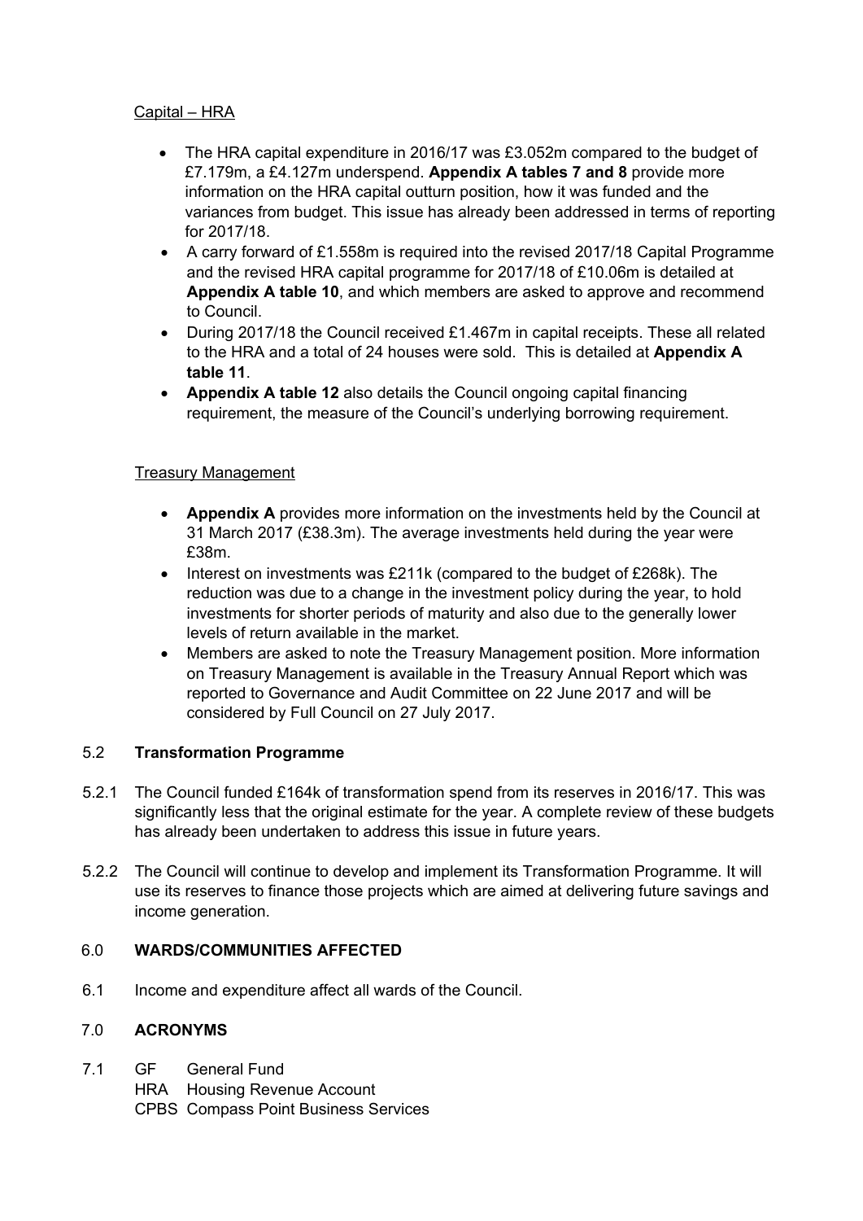Capital – HRA

- The HRA capital expenditure in 2016/17 was £3.052m compared to the budget of £7.179m, a £4.127m underspend. **Appendix A tables 7 and 8** provide more information on the HRA capital outturn position, how it was funded and the variances from budget. This issue has already been addressed in terms of reporting for 2017/18.
- A carry forward of £1.558m is required into the revised 2017/18 Capital Programme and the revised HRA capital programme for 2017/18 of £10.06m is detailed at **Appendix A table 10**, and which members are asked to approve and recommend to Council.
- During 2017/18 the Council received £1.467m in capital receipts. These all related to the HRA and a total of 24 houses were sold. This is detailed at **Appendix A table 11**.
- **Appendix A table 12** also details the Council ongoing capital financing requirement, the measure of the Council's underlying borrowing requirement.

Treasury Management

- **Appendix A** provides more information on the investments held by the Council at 31 March 2017 (£38.3m). The average investments held during the year were £38m.
- Interest on investments was £211k (compared to the budget of £268k). The reduction was due to a change in the investment policy during the year, to hold investments for shorter periods of maturity and also due to the generally lower levels of return available in the market.
- Members are asked to note the Treasury Management position. More information on Treasury Management is available in the Treasury Annual Report which was reported to Governance and Audit Committee on 22 June 2017 and will be considered by Full Council on 27 July 2017.

## 5.2 Transformation Programme

5.2.1 The Council funded £164k of transformation spend from its reserves in 2016/17. This was significantly less that the original estimate for the year. A complete review of these budgets has already been undertaken to address this issue in future years.

5.2.2 The Council will continue to develop and implement its Transformation Programme. It will use its reserves to finance those projects which are aimed at delivering future savings and income generation.

## 6.0 WARDS/COMMUNITIES AFFECTED

6.1 Income and expenditure affect all wards of the Council.

## 7.0 ACRONYMS

7.1 GF General Fund
HRA Housing Revenue Account
CPBS Compass Point Business Services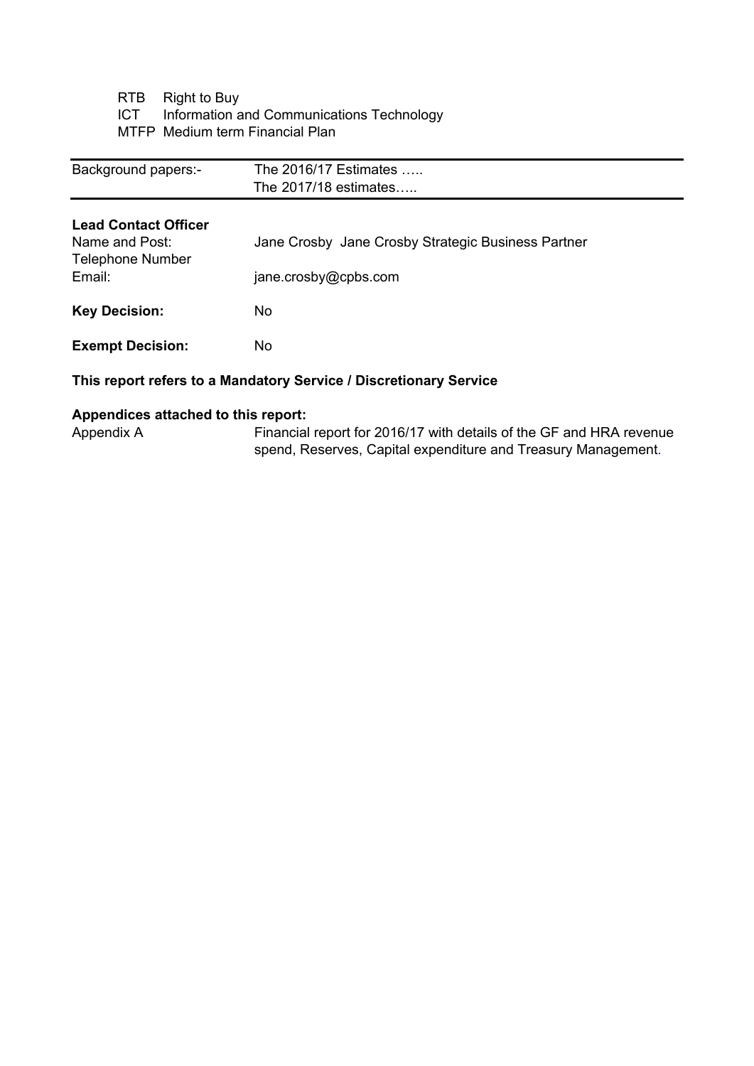RTB Right to Buy
ICT Information and Communications Technology
MTFP Medium term Financial Plan

| | |
|---|---|
| Background papers:- | The 2016/17 Estimates …..<br>The 2017/18 estimates….. |

**Lead Contact Officer**

| | |
|---|---|
| Name and Post: | Jane Crosby Jane Crosby Strategic Business Partner |
| Telephone Number | |
| Email: | jane.crosby@cpbs.com |
| **Key Decision:** | No |
| **Exempt Decision:** | No |

**This report refers to a Mandatory Service / Discretionary Service**

**Appendices attached to this report:**

| | |
|---|---|
| Appendix A | Financial report for 2016/17 with details of the GF and HRA revenue spend, Reserves, Capital expenditure and Treasury Management. |